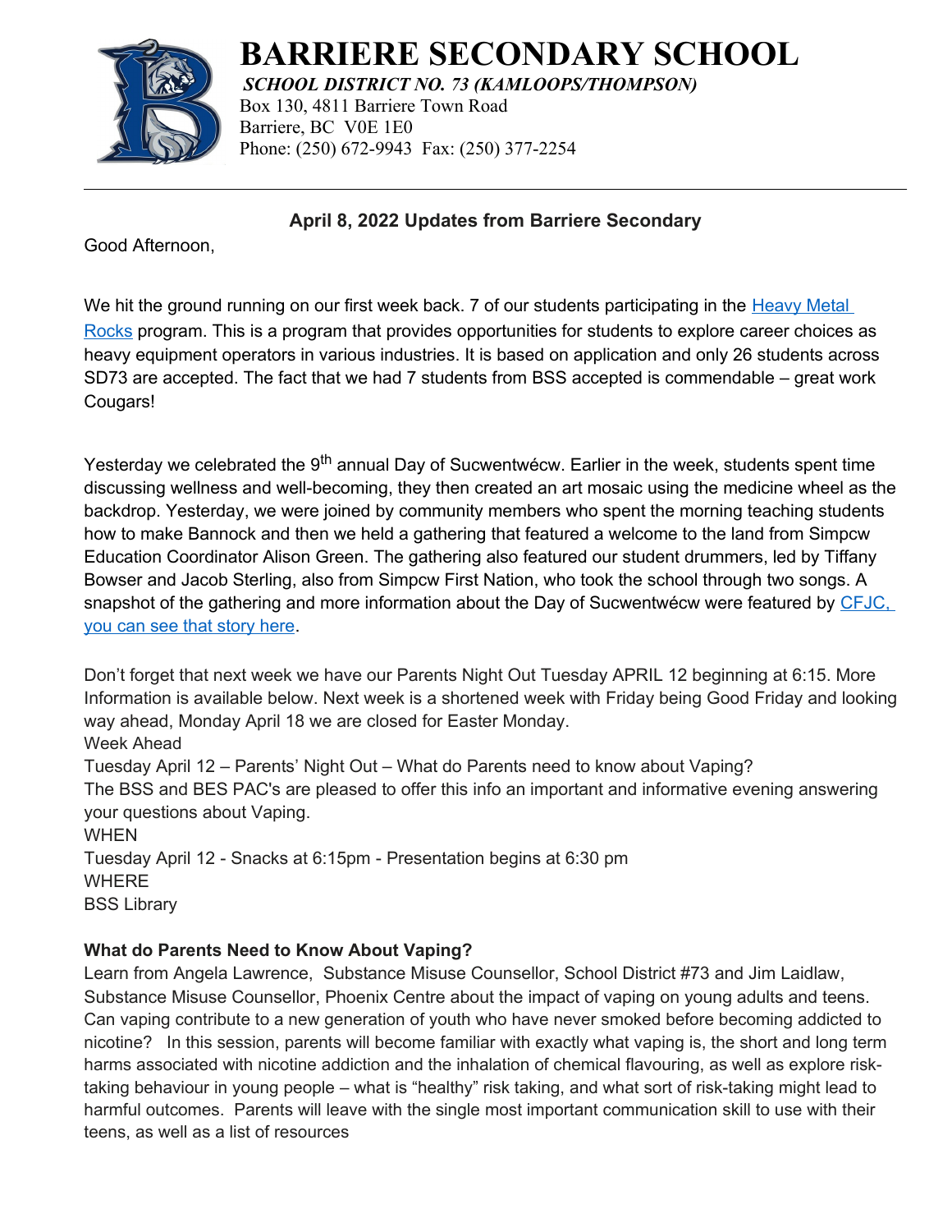# BARRIERE SECONDARY SCHOOL

***SCHOOL DISTRICT NO. 73 (KAMLOOPS/THOMPSON)***

Box 130, 4811 Barriere Town Road
Barriere, BC V0E 1E0
Phone: (250) 672-9943 Fax: (250) 377-2254

---

**April 8, 2022 Updates from Barriere Secondary**

Good Afternoon,

We hit the ground running on our first week back. 7 of our students participating in the Heavy Metal Rocks program. This is a program that provides opportunities for students to explore career choices as heavy equipment operators in various industries. It is based on application and only 26 students across SD73 are accepted. The fact that we had 7 students from BSS accepted is commendable – great work Cougars!

Yesterday we celebrated the 9th annual Day of Sucwentwécw. Earlier in the week, students spent time discussing wellness and well-becoming, they then created an art mosaic using the medicine wheel as the backdrop. Yesterday, we were joined by community members who spent the morning teaching students how to make Bannock and then we held a gathering that featured a welcome to the land from Simpcw Education Coordinator Alison Green. The gathering also featured our student drummers, led by Tiffany Bowser and Jacob Sterling, also from Simpcw First Nation, who took the school through two songs. A snapshot of the gathering and more information about the Day of Sucwentwécw were featured by CFJC, you can see that story here.

Don't forget that next week we have our Parents Night Out Tuesday APRIL 12 beginning at 6:15. More Information is available below. Next week is a shortened week with Friday being Good Friday and looking way ahead, Monday April 18 we are closed for Easter Monday.
Week Ahead
Tuesday April 12 – Parents' Night Out – What do Parents need to know about Vaping?
The BSS and BES PAC's are pleased to offer this info an important and informative evening answering your questions about Vaping.
WHEN
Tuesday April 12 - Snacks at 6:15pm - Presentation begins at 6:30 pm
WHERE
BSS Library

**What do Parents Need to Know About Vaping?**
Learn from Angela Lawrence, Substance Misuse Counsellor, School District #73 and Jim Laidlaw, Substance Misuse Counsellor, Phoenix Centre about the impact of vaping on young adults and teens. Can vaping contribute to a new generation of youth who have never smoked before becoming addicted to nicotine? In this session, parents will become familiar with exactly what vaping is, the short and long term harms associated with nicotine addiction and the inhalation of chemical flavouring, as well as explore risk-taking behaviour in young people – what is "healthy" risk taking, and what sort of risk-taking might lead to harmful outcomes. Parents will leave with the single most important communication skill to use with their teens, as well as a list of resources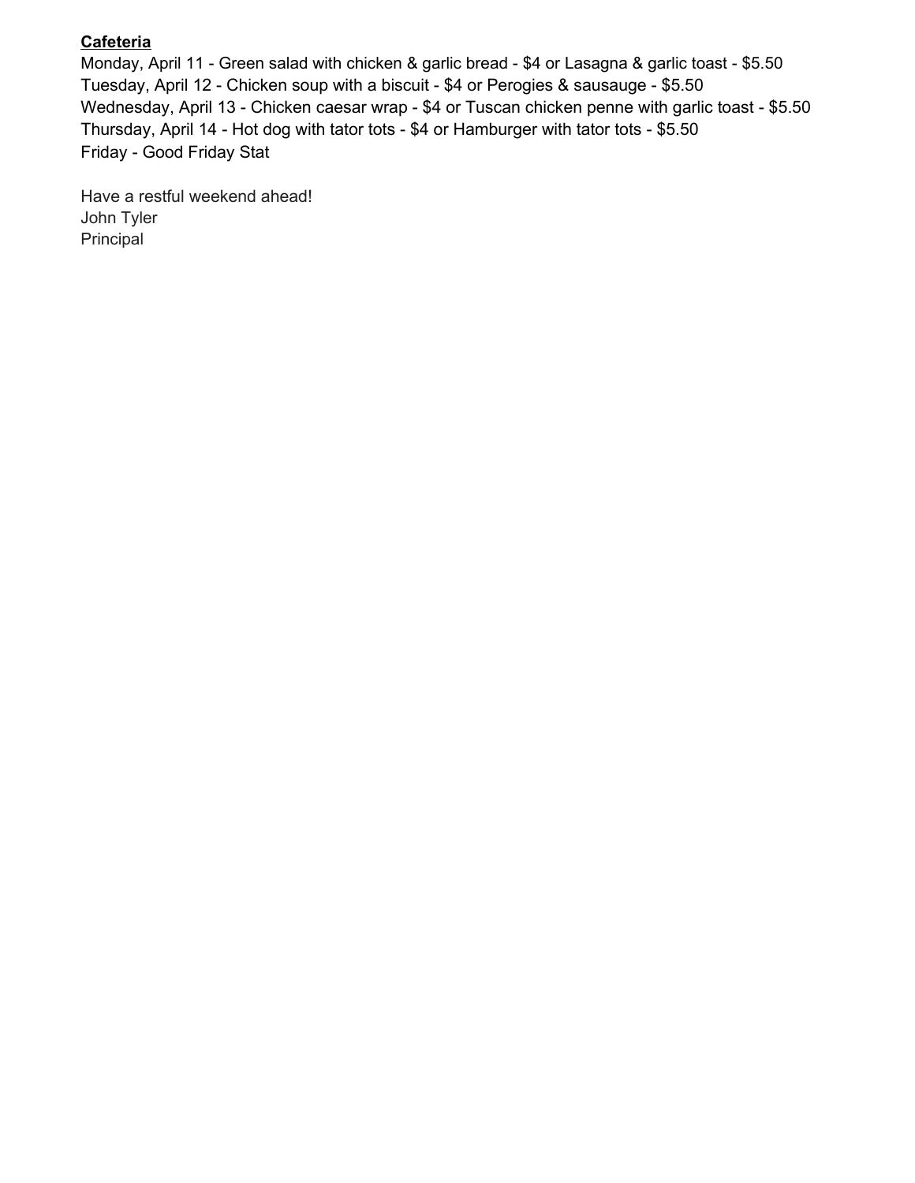**Cafeteria**

Monday, April 11 - Green salad with chicken & garlic bread - $4 or Lasagna & garlic toast - $5.50
Tuesday, April 12 - Chicken soup with a biscuit - $4 or Perogies & sausauge - $5.50
Wednesday, April 13 - Chicken caesar wrap - $4 or Tuscan chicken penne with garlic toast - $5.50
Thursday, April 14 - Hot dog with tator tots - $4 or Hamburger with tator tots - $5.50
Friday - Good Friday Stat

Have a restful weekend ahead!
John Tyler
Principal